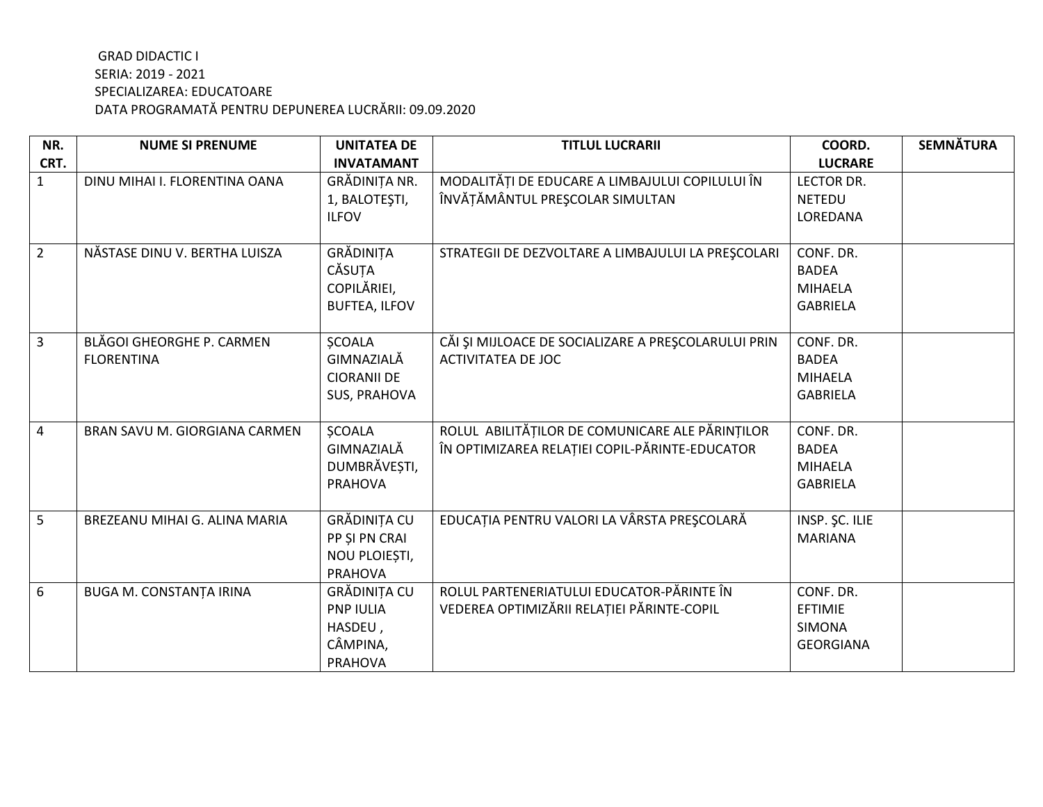GRAD DIDACTIC I
SERIA: 2019 - 2021
SPECIALIZAREA: EDUCATOARE
DATA PROGRAMATĂ PENTRU DEPUNEREA LUCRĂRII: 09.09.2020

| NR. CRT. | NUME SI PRENUME | UNITATEA DE INVATAMANT | TITLUL LUCRARII | COORD. LUCRARE | SEMNĂTURA |
|---|---|---|---|---|---|
| 1 | DINU MIHAI I. FLORENTINA OANA | GRĂDINIȚA NR. 1, BALOTEŞTI, ILFOV | MODALITĂŢI DE EDUCARE A LIMBAJULUI COPILULUI ÎN ÎNVĂŢĂMÂNTUL PREŞCOLAR SIMULTAN | LECTOR DR. NETEDU LOREDANA | |
| 2 | NĂSTASE DINU V. BERTHA LUISZA | GRĂDINIȚA CĂSUȚA COPILĂRIEI, BUFTEA, ILFOV | STRATEGII DE DEZVOLTARE A LIMBAJULUI LA PREŞCOLARI | CONF. DR. BADEA MIHAELA GABRIELA | |
| 3 | BLĂGOI GHEORGHE P. CARMEN FLORENTINA | ȘCOALA GIMNAZIALĂ CIORANII DE SUS, PRAHOVA | CĂI ŞI MIJLOACE DE SOCIALIZARE A PREŞCOLARULUI PRIN ACTIVITATEA DE JOC | CONF. DR. BADEA MIHAELA GABRIELA | |
| 4 | BRAN SAVU M. GIORGIANA CARMEN | ȘCOALA GIMNAZIALĂ DUMBRĂVEȘTI, PRAHOVA | ROLUL ABILITĂȚILOR DE COMUNICARE ALE PĂRINȚILOR ÎN OPTIMIZAREA RELAȚIEI COPIL-PĂRINTE-EDUCATOR | CONF. DR. BADEA MIHAELA GABRIELA | |
| 5 | BREZEANU MIHAI G. ALINA MARIA | GRĂDINIȚA CU PP ȘI PN CRAI NOU PLOIEȘTI, PRAHOVA | EDUCAȚIA PENTRU VALORI LA VÂRSTA PREŞCOLARĂ | INSP. ŞC. ILIE MARIANA | |
| 6 | BUGA M. CONSTANȚA IRINA | GRĂDINIȚA CU PNP IULIA HASDEU , CÂMPINA, PRAHOVA | ROLUL PARTENERIATULUI EDUCATOR-PĂRINTE ÎN VEDEREA OPTIMIZĂRII RELAȚIEI PĂRINTE-COPIL | CONF. DR. EFTIMIE SIMONA GEORGIANA | |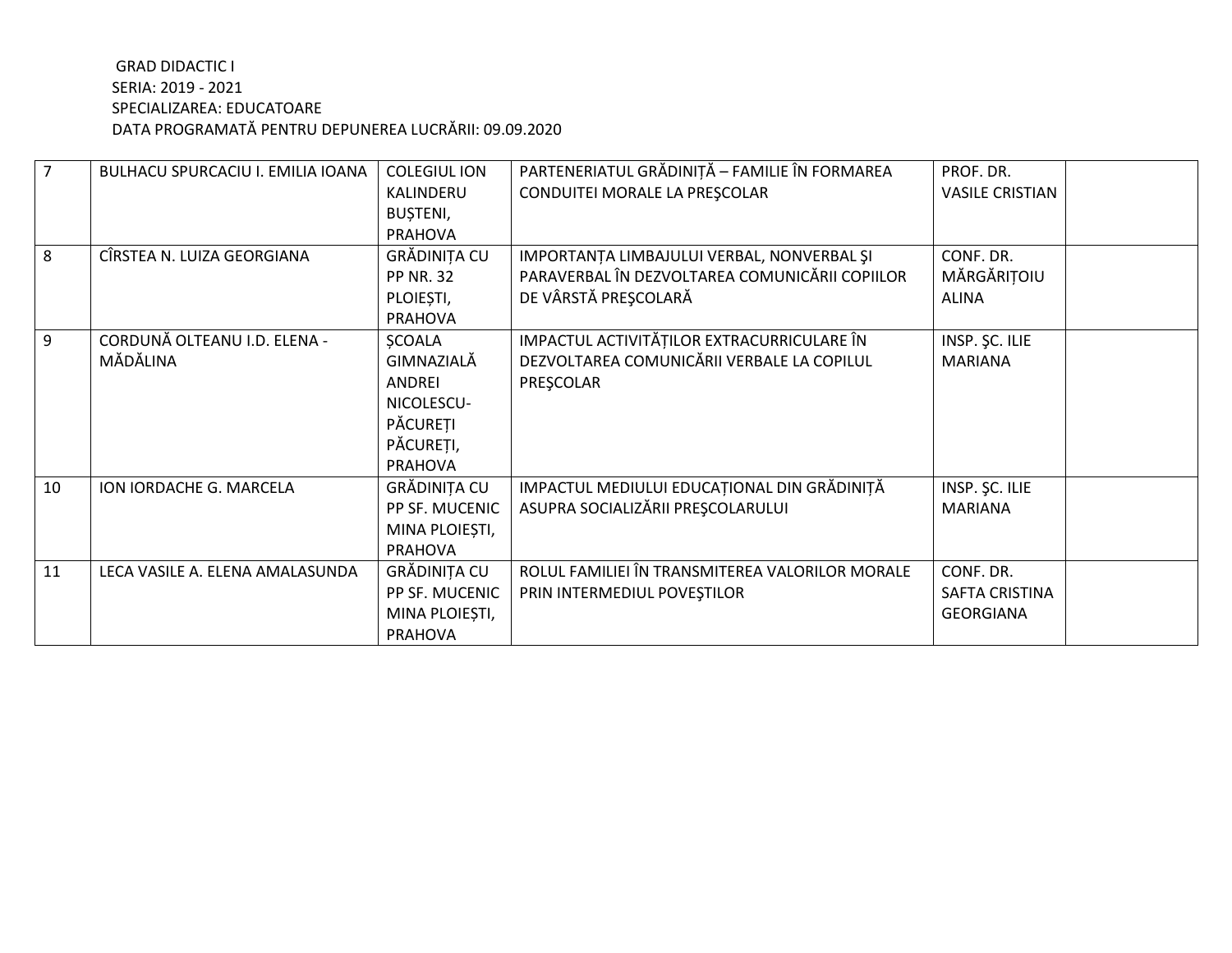GRAD DIDACTIC I
SERIA: 2019 - 2021
SPECIALIZAREA: EDUCATOARE
DATA PROGRAMATĂ PENTRU DEPUNEREA LUCRĂRII: 09.09.2020

| | | | | | |
|---|---|---|---|---|---|
| 7 | BULHACU SPURCACIU I. EMILIA IOANA | COLEGIUL ION KALINDERU BUȘTENI, PRAHOVA | PARTENERIATUL GRĂDINIȚĂ – FAMILIE ÎN FORMAREA CONDUITEI MORALE LA PREŞCOLAR | PROF. DR. VASILE CRISTIAN | |
| 8 | CÎRSTEA N. LUIZA GEORGIANA | GRĂDINIȚA CU PP NR. 32 PLOIEȘTI, PRAHOVA | IMPORTANȚA LIMBAJULUI VERBAL, NONVERBAL ŞI PARAVERBAL ÎN DEZVOLTAREA COMUNICĂRII COPIILOR DE VÂRSTĂ PREŞCOLARĂ | CONF. DR. MĂRGĂRIȚOIU ALINA | |
| 9 | CORDUNĂ OLTEANU I.D. ELENA - MĂDĂLINA | ȘCOALA GIMNAZIALĂ ANDREI NICOLESCU-PĂCUREȚI PĂCUREȚI, PRAHOVA | IMPACTUL ACTIVITĂȚILOR EXTRACURRICULARE ÎN DEZVOLTAREA COMUNICĂRII VERBALE LA COPILUL PREŞCOLAR | INSP. ŞC. ILIE MARIANA | |
| 10 | ION IORDACHE G. MARCELA | GRĂDINIȚA CU PP SF. MUCENIC MINA PLOIEȘTI, PRAHOVA | IMPACTUL MEDIULUI EDUCAȚIONAL DIN GRĂDINIȚĂ ASUPRA SOCIALIZĂRII PREŞCOLARULUI | INSP. ŞC. ILIE MARIANA | |
| 11 | LECA VASILE A. ELENA AMALASUNDA | GRĂDINIȚA CU PP SF. MUCENIC MINA PLOIEȘTI, PRAHOVA | ROLUL FAMILIEI ÎN TRANSMITEREA VALORILOR MORALE PRIN INTERMEDIUL POVEŞTILOR | CONF. DR. SAFTA CRISTINA GEORGIANA | |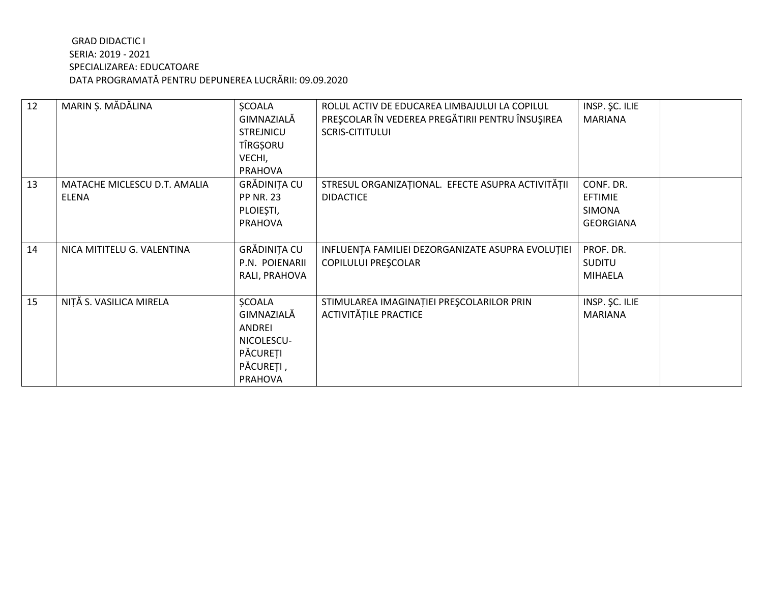GRAD DIDACTIC I
SERIA: 2019 - 2021
SPECIALIZAREA: EDUCATOARE
DATA PROGRAMATĂ PENTRU DEPUNEREA LUCRĂRII: 09.09.2020

| | | | | | |
|---|---|---|---|---|---|
| 12 | MARIN Ș. MĂDĂLINA | ȘCOALA GIMNAZIALĂ STREJNICU TÎRGȘORU VECHI, PRAHOVA | ROLUL ACTIV DE EDUCAREA LIMBAJULUI LA COPILUL PREŞCOLAR ÎN VEDEREA PREGĂTIRII PENTRU ÎNSUŞIREA SCRIS-CITITULUI | INSP. ŞC. ILIE MARIANA | |
| 13 | MATACHE MICLESCU D.T. AMALIA ELENA | GRĂDINIȚA CU PP NR. 23 PLOIEȘTI, PRAHOVA | STRESUL ORGANIZAȚIONAL. EFECTE ASUPRA ACTIVITĂȚII DIDACTICE | CONF. DR. EFTIMIE SIMONA GEORGIANA | |
| 14 | NICA MITITELU G. VALENTINA | GRĂDINIȚA CU P.N. POIENARII RALI, PRAHOVA | INFLUENȚA FAMILIEI DEZORGANIZATE ASUPRA EVOLUȚIEI COPILULUI PREŞCOLAR | PROF. DR. SUDITU MIHAELA | |
| 15 | NIȚĂ S. VASILICA MIRELA | ȘCOALA GIMNAZIALĂ ANDREI NICOLESCU-PĂCUREȚI PĂCUREȚI , PRAHOVA | STIMULAREA IMAGINAȚIEI PREŞCOLARILOR PRIN ACTIVITĂȚILE PRACTICE | INSP. ŞC. ILIE MARIANA | |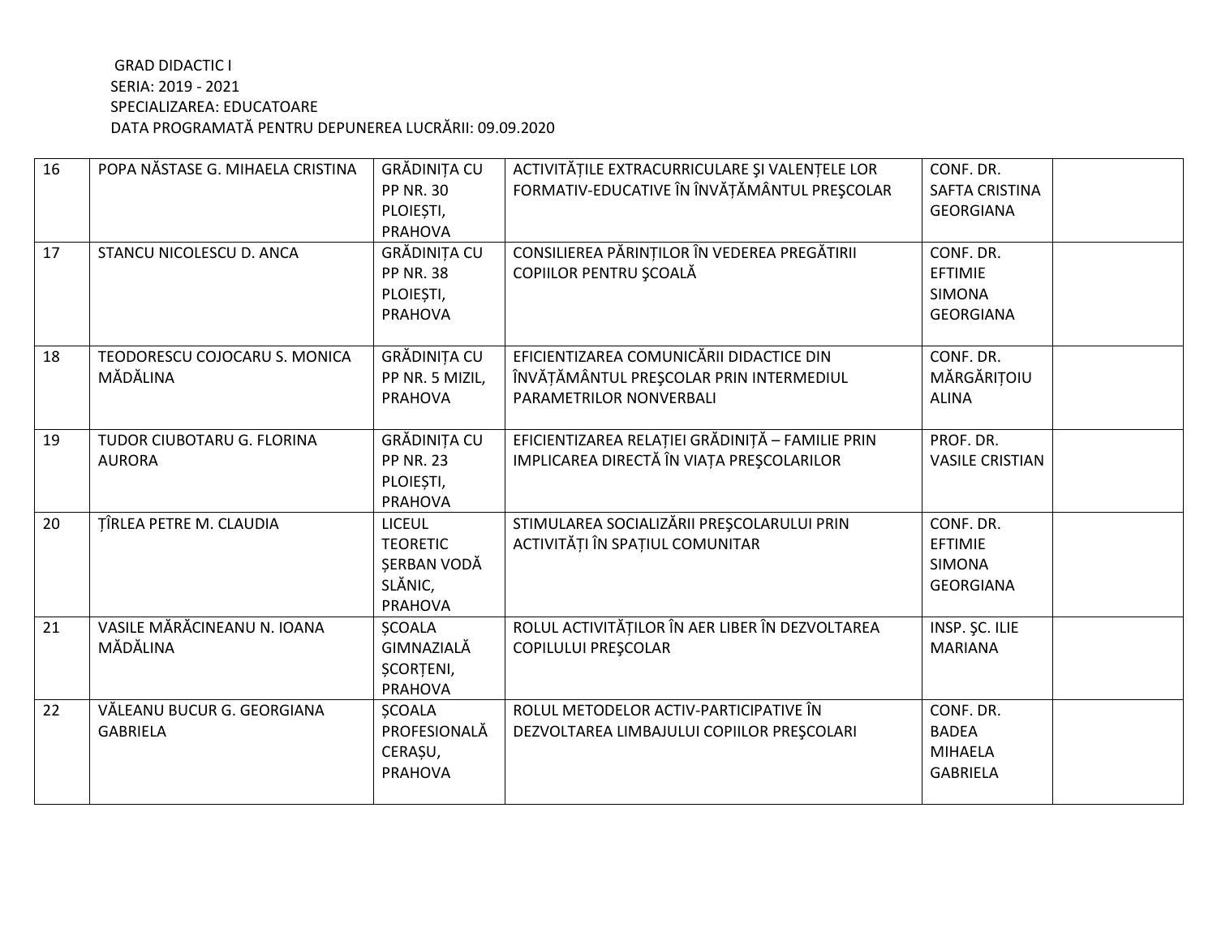GRAD DIDACTIC I
SERIA: 2019 - 2021
SPECIALIZAREA: EDUCATOARE
DATA PROGRAMATĂ PENTRU DEPUNEREA LUCRĂRII: 09.09.2020

| | | | | | |
|---|---|---|---|---|---|
| 16 | POPA NĂSTASE G. MIHAELA CRISTINA | GRĂDINIȚA CU PP NR. 30 PLOIEȘTI, PRAHOVA | ACTIVITĂȚILE EXTRACURRICULARE ŞI VALENȚELE LOR FORMATIV-EDUCATIVE ÎN ÎNVĂȚĂMÂNTUL PREŞCOLAR | CONF. DR. SAFTA CRISTINA GEORGIANA | |
| 17 | STANCU NICOLESCU D. ANCA | GRĂDINIȚA CU PP NR. 38 PLOIEȘTI, PRAHOVA | CONSILIEREA PĂRINȚILOR ÎN VEDEREA PREGĂTIRII COPIILOR PENTRU ŞCOALĂ | CONF. DR. EFTIMIE SIMONA GEORGIANA | |
| 18 | TEODORESCU COJOCARU S. MONICA MĂDĂLINA | GRĂDINIȚA CU PP NR. 5 MIZIL, PRAHOVA | EFICIENTIZAREA COMUNICĂRII DIDACTICE DIN ÎNVĂȚĂMÂNTUL PREŞCOLAR PRIN INTERMEDIUL PARAMETRILOR NONVERBALI | CONF. DR. MĂRGĂRIȚOIU ALINA | |
| 19 | TUDOR CIUBOTARU G. FLORINA AURORA | GRĂDINIȚA CU PP NR. 23 PLOIEȘTI, PRAHOVA | EFICIENTIZAREA RELAȚIEI GRĂDINIȚĂ – FAMILIE PRIN IMPLICAREA DIRECTĂ ÎN VIAȚA PREŞCOLARILOR | PROF. DR. VASILE CRISTIAN | |
| 20 | ȚÎRLEA PETRE M. CLAUDIA | LICEUL TEORETIC ȘERBAN VODĂ SLĂNIC, PRAHOVA | STIMULAREA SOCIALIZĂRII PREŞCOLARULUI PRIN ACTIVITĂȚI ÎN SPAȚIUL COMUNITAR | CONF. DR. EFTIMIE SIMONA GEORGIANA | |
| 21 | VASILE MĂRĂCINEANU N. IOANA MĂDĂLINA | ȘCOALA GIMNAZIALĂ ȘCORȚENI, PRAHOVA | ROLUL ACTIVITĂȚILOR ÎN AER LIBER ÎN DEZVOLTAREA COPILULUI PREŞCOLAR | INSP. ŞC. ILIE MARIANA | |
| 22 | VĂLEANU BUCUR G. GEORGIANA GABRIELA | ȘCOALA PROFESIONALĂ CERAȘU, PRAHOVA | ROLUL METODELOR ACTIV-PARTICIPATIVE ÎN DEZVOLTAREA LIMBAJULUI COPIILOR PREŞCOLARI | CONF. DR. BADEA MIHAELA GABRIELA | |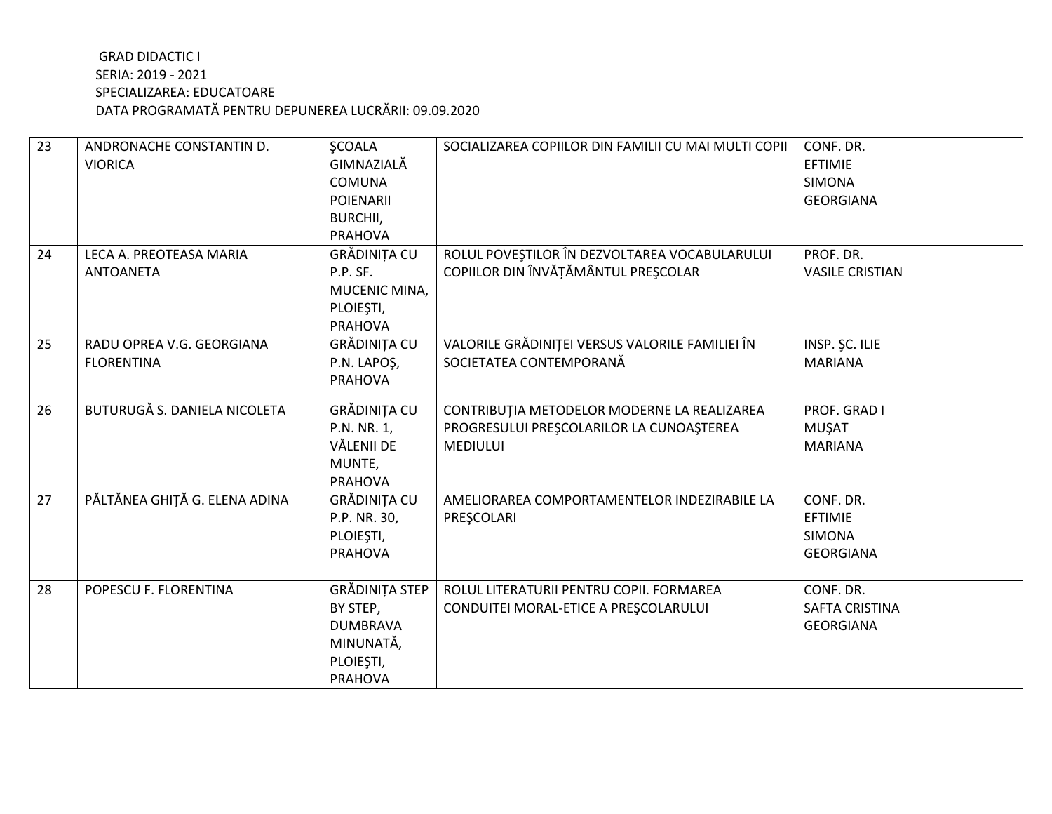GRAD DIDACTIC I
SERIA: 2019 - 2021
SPECIALIZAREA: EDUCATOARE
DATA PROGRAMATĂ PENTRU DEPUNEREA LUCRĂRII: 09.09.2020

| | | | | | |
|---|---|---|---|---|---|
| 23 | ANDRONACHE CONSTANTIN D. VIORICA | ŞCOALA GIMNAZIALĂ COMUNA POIENARII BURCHII, PRAHOVA | SOCIALIZAREA COPIILOR DIN FAMILII CU MAI MULTI COPII | CONF. DR. EFTIMIE SIMONA GEORGIANA | |
| 24 | LECA A. PREOTEASA MARIA ANTOANETA | GRĂDINIȚA CU P.P. SF. MUCENIC MINA, PLOIEŞTI, PRAHOVA | ROLUL POVEŞTILOR ÎN DEZVOLTAREA VOCABULARULUI COPIILOR DIN ÎNVĂȚĂMÂNTUL PREŞCOLAR | PROF. DR. VASILE CRISTIAN | |
| 25 | RADU OPREA V.G. GEORGIANA FLORENTINA | GRĂDINIȚA CU P.N. LAPOŞ, PRAHOVA | VALORILE GRĂDINIȚEI VERSUS VALORILE FAMILIEI ÎN SOCIETATEA CONTEMPORANĂ | INSP. ŞC. ILIE MARIANA | |
| 26 | BUTURUGĂ S. DANIELA NICOLETA | GRĂDINIȚA CU P.N. NR. 1, VĂLENII DE MUNTE, PRAHOVA | CONTRIBUȚIA METODELOR MODERNE LA REALIZAREA PROGRESULUI PREŞCOLARILOR LA CUNOAŞTEREA MEDIULUI | PROF. GRAD I MUŞAT MARIANA | |
| 27 | PĂLTĂNEA GHIȚĂ G. ELENA ADINA | GRĂDINIȚA CU P.P. NR. 30, PLOIEŞTI, PRAHOVA | AMELIORAREA COMPORTAMENTELOR INDEZIRABILE LA PREŞCOLARI | CONF. DR. EFTIMIE SIMONA GEORGIANA | |
| 28 | POPESCU F. FLORENTINA | GRĂDINIȚA STEP BY STEP, DUMBRAVA MINUNATĂ, PLOIEŞTI, PRAHOVA | ROLUL LITERATURII PENTRU COPII. FORMAREA CONDUITEI MORAL-ETICE A PREŞCOLARULUI | CONF. DR. SAFTA CRISTINA GEORGIANA | |